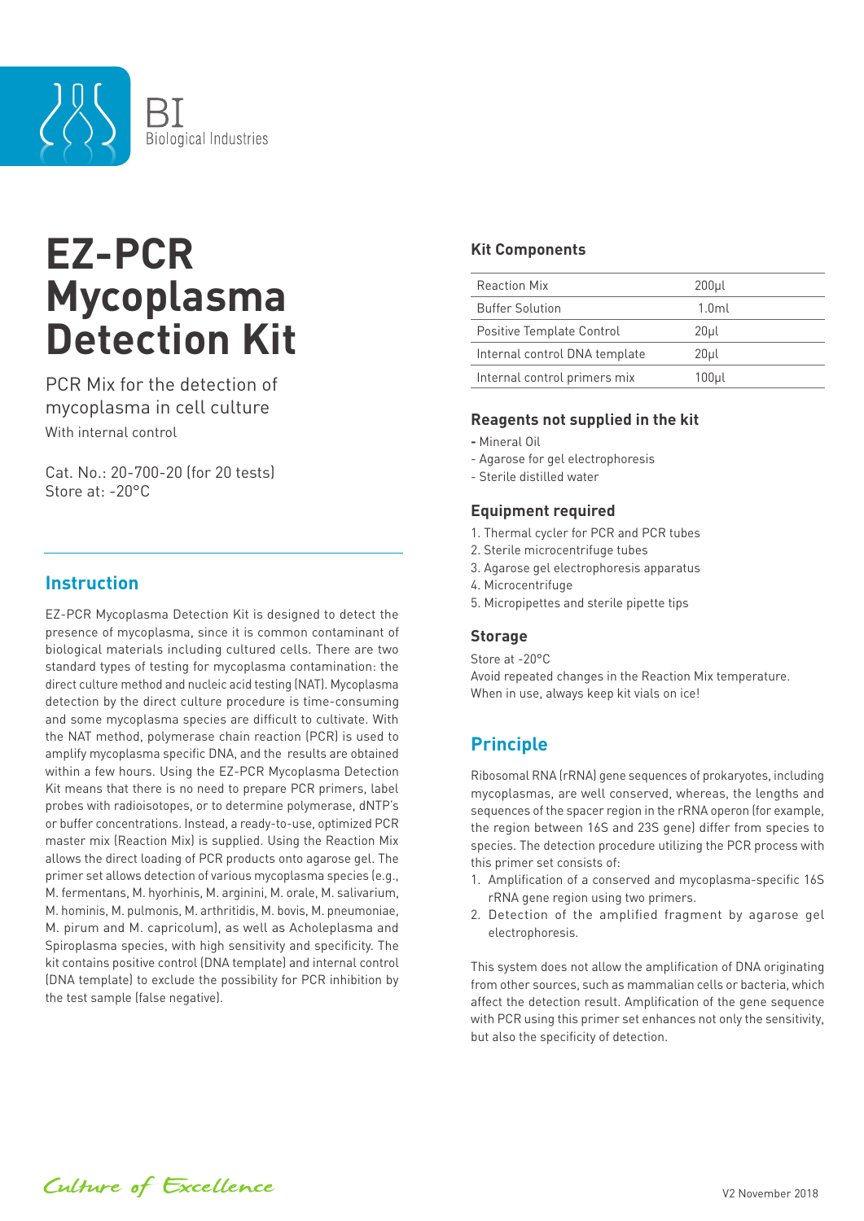BI
Biological Industries

# EZ-PCR Mycoplasma Detection Kit

PCR Mix for the detection of mycoplasma in cell culture

With internal control

Cat. No.: 20-700-20 (for 20 tests)
Store at: -20°C

## Instruction

EZ-PCR Mycoplasma Detection Kit is designed to detect the presence of mycoplasma, since it is common contaminant of biological materials including cultured cells. There are two standard types of testing for mycoplasma contamination: the direct culture method and nucleic acid testing (NAT). Mycoplasma detection by the direct culture procedure is time-consuming and some mycoplasma species are difficult to cultivate. With the NAT method, polymerase chain reaction (PCR) is used to amplify mycoplasma specific DNA, and the results are obtained within a few hours. Using the EZ-PCR Mycoplasma Detection Kit means that there is no need to prepare PCR primers, label probes with radioisotopes, or to determine polymerase, dNTP's or buffer concentrations. Instead, a ready-to-use, optimized PCR master mix (Reaction Mix) is supplied. Using the Reaction Mix allows the direct loading of PCR products onto agarose gel. The primer set allows detection of various mycoplasma species (e.g., M. fermentans, M. hyorhinis, M. arginini, M. orale, M. salivarium, M. hominis, M. pulmonis, M. arthritidis, M. bovis, M. pneumoniae, M. pirum and M. capricolum), as well as Acholeplasma and Spiroplasma species, with high sensitivity and specificity. The kit contains positive control (DNA template) and internal control (DNA template) to exclude the possibility for PCR inhibition by the test sample (false negative).

### Kit Components

| Component | Volume |
|---|---|
| Reaction Mix | 200µl |
| Buffer Solution | 1.0ml |
| Positive Template Control | 20µl |
| Internal control DNA template | 20µl |
| Internal control primers mix | 100µl |

### Reagents not supplied in the kit

- Mineral Oil
- Agarose for gel electrophoresis
- Sterile distilled water

### Equipment required

1. Thermal cycler for PCR and PCR tubes
2. Sterile microcentrifuge tubes
3. Agarose gel electrophoresis apparatus
4. Microcentrifuge
5. Micropipettes and sterile pipette tips

### Storage

Store at -20°C
Avoid repeated changes in the Reaction Mix temperature.
When in use, always keep kit vials on ice!

## Principle

Ribosomal RNA (rRNA) gene sequences of prokaryotes, including mycoplasmas, are well conserved, whereas, the lengths and sequences of the spacer region in the rRNA operon (for example, the region between 16S and 23S gene) differ from species to species. The detection procedure utilizing the PCR process with this primer set consists of:

1. Amplification of a conserved and mycoplasma-specific 16S rRNA gene region using two primers.
2. Detection of the amplified fragment by agarose gel electrophoresis.

This system does not allow the amplification of DNA originating from other sources, such as mammalian cells or bacteria, which affect the detection result. Amplification of the gene sequence with PCR using this primer set enhances not only the sensitivity, but also the specificity of detection.

Culture of Excellence

V2 November 2018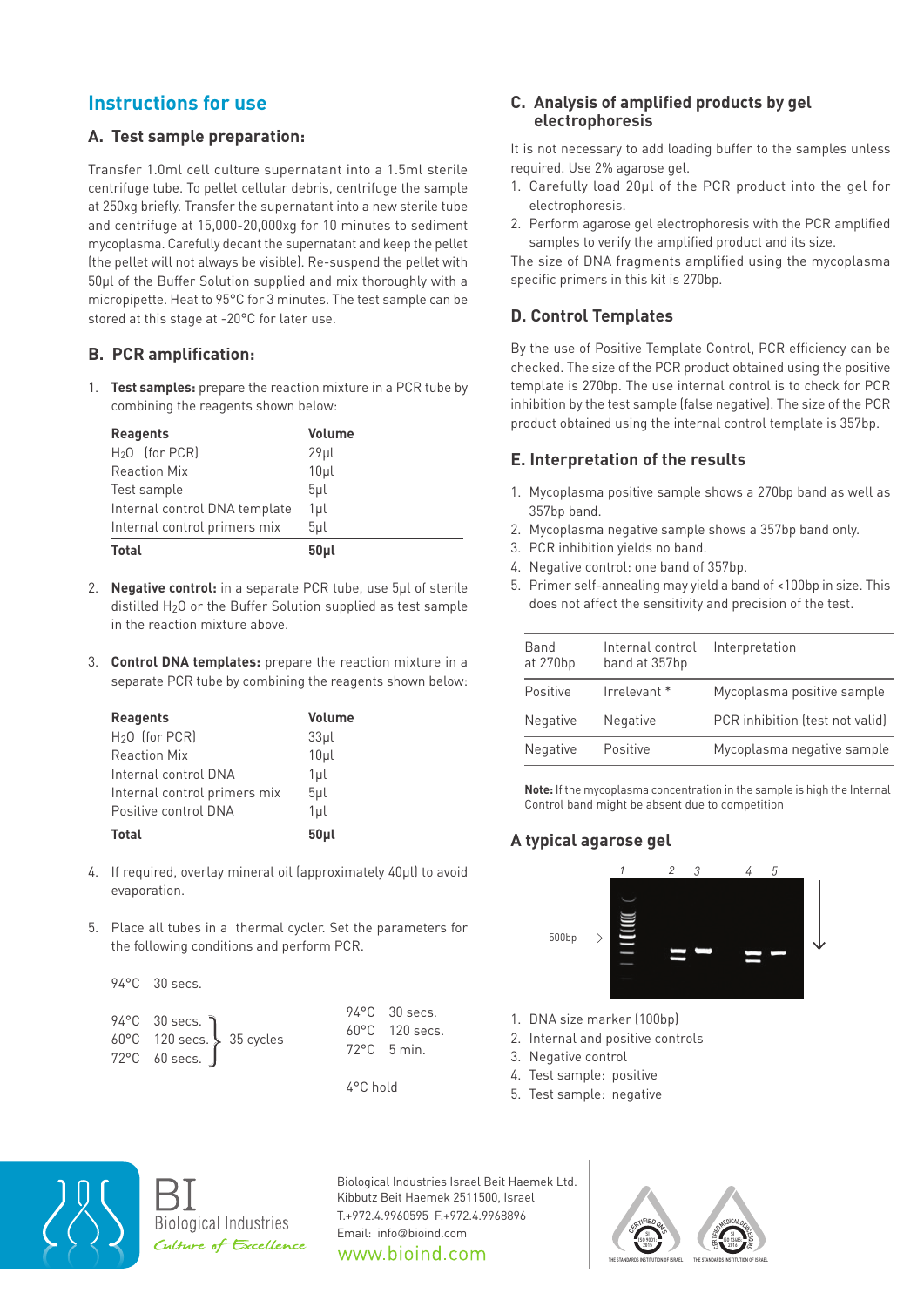# Instructions for use

## A. Test sample preparation:

Transfer 1.0ml cell culture supernatant into a 1.5ml sterile centrifuge tube. To pellet cellular debris, centrifuge the sample at 250xg briefly. Transfer the supernatant into a new sterile tube and centrifuge at 15,000-20,000xg for 10 minutes to sediment mycoplasma. Carefully decant the supernatant and keep the pellet (the pellet will not always be visible). Re-suspend the pellet with 50µl of the Buffer Solution supplied and mix thoroughly with a micropipette. Heat to 95°C for 3 minutes. The test sample can be stored at this stage at -20°C for later use.

## B. PCR amplification:

1. **Test samples:** prepare the reaction mixture in a PCR tube by combining the reagents shown below:

| Reagents | Volume |
|---|---|
| $H_2O$ (for PCR) | 29µl |
| Reaction Mix | 10µl |
| Test sample | 5µl |
| Internal control DNA template | 1µl |
| Internal control primers mix | 5µl |
| **Total** | **50µl** |

2. **Negative control:** in a separate PCR tube, use 5µl of sterile distilled $H_2O$ or the Buffer Solution supplied as test sample in the reaction mixture above.

3. **Control DNA templates:** prepare the reaction mixture in a separate PCR tube by combining the reagents shown below:

| Reagents | Volume |
|---|---|
| $H_2O$ (for PCR) | 33µl |
| Reaction Mix | 10µl |
| Internal control DNA | 1µl |
| Internal control primers mix | 5µl |
| Positive control DNA | 1µl |
| **Total** | **50µl** |

4. If required, overlay mineral oil (approximately 40µl) to avoid evaporation.

5. Place all tubes in a thermal cycler. Set the parameters for the following conditions and perform PCR.

94°C 30 secs.

94°C 30 secs.
60°C 120 secs. } 35 cycles
72°C 60 secs.

94°C 30 secs.
60°C 120 secs.
72°C 5 min.

4°C hold

## C. Analysis of amplified products by gel electrophoresis

It is not necessary to add loading buffer to the samples unless required. Use 2% agarose gel.

1. Carefully load 20µl of the PCR product into the gel for electrophoresis.
2. Perform agarose gel electrophoresis with the PCR amplified samples to verify the amplified product and its size.

The size of DNA fragments amplified using the mycoplasma specific primers in this kit is 270bp.

## D. Control Templates

By the use of Positive Template Control, PCR efficiency can be checked. The size of the PCR product obtained using the positive template is 270bp. The use internal control is to check for PCR inhibition by the test sample (false negative). The size of the PCR product obtained using the internal control template is 357bp.

## E. Interpretation of the results

1. Mycoplasma positive sample shows a 270bp band as well as 357bp band.
2. Mycoplasma negative sample shows a 357bp band only.
3. PCR inhibition yields no band.
4. Negative control: one band of 357bp.
5. Primer self-annealing may yield a band of <100bp in size. This does not affect the sensitivity and precision of the test.

| Band at 270bp | Internal control band at 357bp | Interpretation |
|---|---|---|
| Positive | Irrelevant * | Mycoplasma positive sample |
| Negative | Negative | PCR inhibition (test not valid) |
| Negative | Positive | Mycoplasma negative sample |

**Note:** If the mycoplasma concentration in the sample is high the Internal Control band might be absent due to competition

## A typical agarose gel

1 2 3 4 5

500bp

1. DNA size marker (100bp)
2. Internal and positive controls
3. Negative control
4. Test sample: positive
5. Test sample: negative

BI Biological Industries
Culture of Excellence

Biological Industries Israel Beit Haemek Ltd.
Kibbutz Beit Haemek 2511500, Israel
T.+972.4.9960595 F.+972.4.9968896
Email: info@bioind.com
www.bioind.com